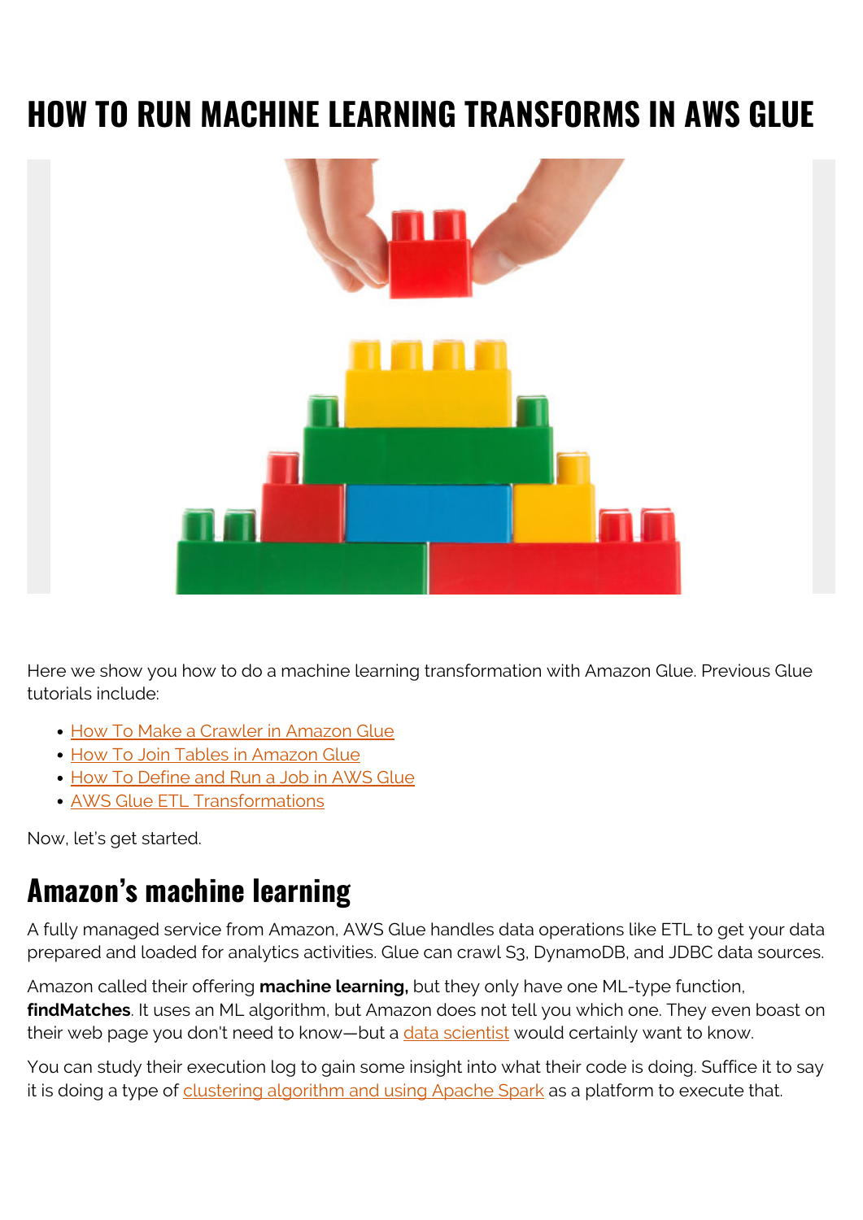# HOW TO RUN MACHINE LEARNING TRANSFORMS IN AWS GLUE

Here we show you how to do a machine learning transformation with Amazon Glue. Previous Glue tutorials include:

- How To Make a Crawler in Amazon Glue
- How To Join Tables in Amazon Glue
- How To Define and Run a Job in AWS Glue
- AWS Glue ETL Transformations

Now, let's get started.

## Amazon's machine learning

A fully managed service from Amazon, AWS Glue handles data operations like ETL to get your data prepared and loaded for analytics activities. Glue can crawl S3, DynamoDB, and JDBC data sources.

Amazon called their offering **machine learning,** but they only have one ML-type function, **findMatches**. It uses an ML algorithm, but Amazon does not tell you which one. They even boast on their web page you don't need to know—but a data scientist would certainly want to know.

You can study their execution log to gain some insight into what their code is doing. Suffice it to say it is doing a type of clustering algorithm and using Apache Spark as a platform to execute that.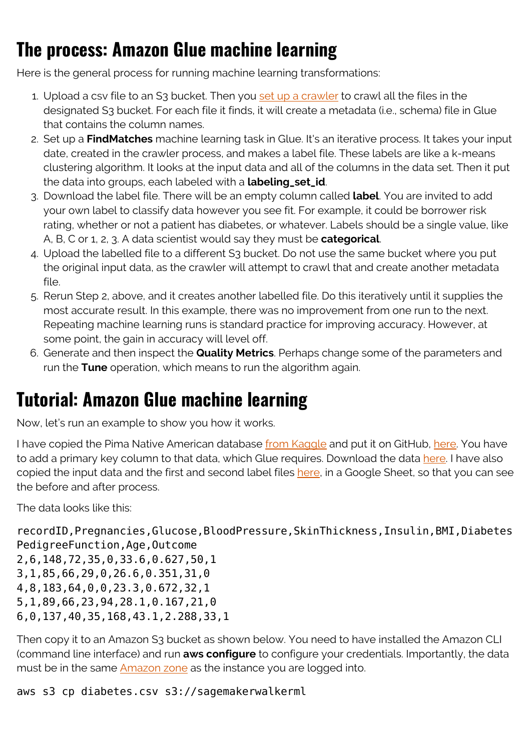# The process: Amazon Glue machine learning

Here is the general process for running machine learning transformations:

1. Upload a csv file to an S3 bucket. Then you set up a crawler to crawl all the files in the designated S3 bucket. For each file it finds, it will create a metadata (i.e., schema) file in Glue that contains the column names.
2. Set up a **FindMatches** machine learning task in Glue. It's an iterative process. It takes your input date, created in the crawler process, and makes a label file. These labels are like a k-means clustering algorithm. It looks at the input data and all of the columns in the data set. Then it put the data into groups, each labeled with a **labeling_set_id**.
3. Download the label file. There will be an empty column called **label**. You are invited to add your own label to classify data however you see fit. For example, it could be borrower risk rating, whether or not a patient has diabetes, or whatever. Labels should be a single value, like A, B, C or 1, 2, 3. A data scientist would say they must be **categorical**.
4. Upload the labelled file to a different S3 bucket. Do not use the same bucket where you put the original input data, as the crawler will attempt to crawl that and create another metadata file.
5. Rerun Step 2, above, and it creates another labelled file. Do this iteratively until it supplies the most accurate result. In this example, there was no improvement from one run to the next. Repeating machine learning runs is standard practice for improving accuracy. However, at some point, the gain in accuracy will level off.
6. Generate and then inspect the **Quality Metrics**. Perhaps change some of the parameters and run the **Tune** operation, which means to run the algorithm again.

# Tutorial: Amazon Glue machine learning

Now, let's run an example to show you how it works.

I have copied the Pima Native American database from Kaggle and put it on GitHub, here. You have to add a primary key column to that data, which Glue requires. Download the data here. I have also copied the input data and the first and second label files here, in a Google Sheet, so that you can see the before and after process.

The data looks like this:

```
recordID,Pregnancies,Glucose,BloodPressure,SkinThickness,Insulin,BMI,Diabetes
PedigreeFunction,Age,Outcome
2,6,148,72,35,0,33.6,0.627,50,1
3,1,85,66,29,0,26.6,0.351,31,0
4,8,183,64,0,0,23.3,0.672,32,1
5,1,89,66,23,94,28.1,0.167,21,0
6,0,137,40,35,168,43.1,2.288,33,1
```

Then copy it to an Amazon S3 bucket as shown below. You need to have installed the Amazon CLI (command line interface) and run **aws configure** to configure your credentials. Importantly, the data must be in the same Amazon zone as the instance you are logged into.

```
aws s3 cp diabetes.csv s3://sagemakerwalkerml
```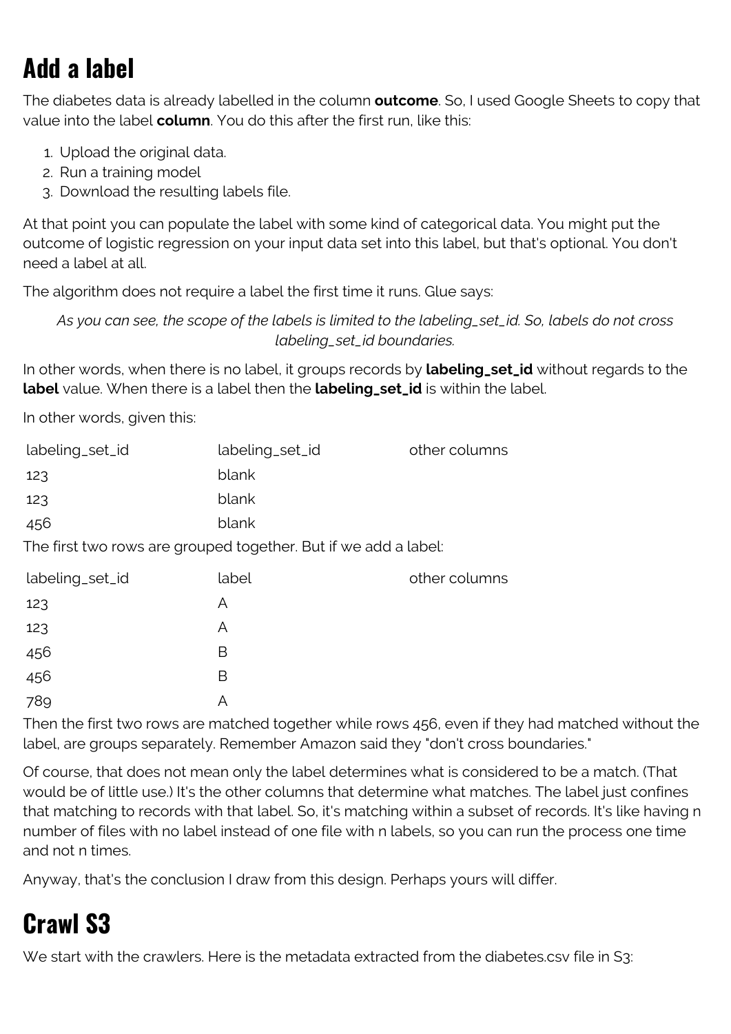## Add a label

The diabetes data is already labelled in the column **outcome**. So, I used Google Sheets to copy that value into the label **column**. You do this after the first run, like this:

1. Upload the original data.
2. Run a training model
3. Download the resulting labels file.

At that point you can populate the label with some kind of categorical data. You might put the outcome of logistic regression on your input data set into this label, but that's optional. You don't need a label at all.

The algorithm does not require a label the first time it runs. Glue says:

> *As you can see, the scope of the labels is limited to the labeling_set_id. So, labels do not cross labeling_set_id boundaries.*

In other words, when there is no label, it groups records by **labeling_set_id** without regards to the **label** value. When there is a label then the **labeling_set_id** is within the label.

In other words, given this:

| labeling_set_id | labeling_set_id | other columns |
|---|---|---|
| 123 | blank | |
| 123 | blank | |
| 456 | blank | |

The first two rows are grouped together. But if we add a label:

| labeling_set_id | label | other columns |
|---|---|---|
| 123 | A | |
| 123 | A | |
| 456 | B | |
| 456 | B | |
| 789 | A | |

Then the first two rows are matched together while rows 456, even if they had matched without the label, are groups separately. Remember Amazon said they "don't cross boundaries."

Of course, that does not mean only the label determines what is considered to be a match. (That would be of little use.) It's the other columns that determine what matches. The label just confines that matching to records with that label. So, it's matching within a subset of records. It's like having n number of files with no label instead of one file with n labels, so you can run the process one time and not n times.

Anyway, that's the conclusion I draw from this design. Perhaps yours will differ.

## Crawl S3

We start with the crawlers. Here is the metadata extracted from the diabetes.csv file in S3: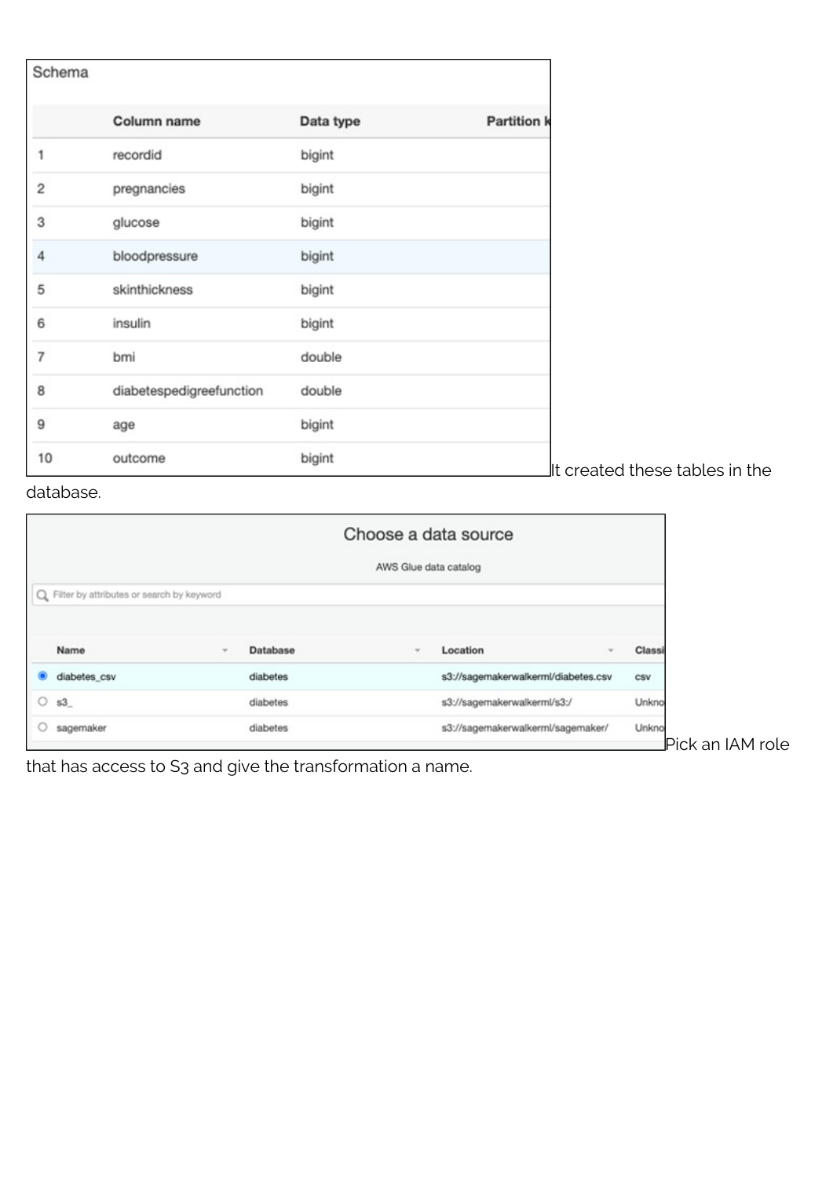Schema

|  | Column name | Data type | Partition k |
|---|---|---|---|
| 1 | recordid | bigint | |
| 2 | pregnancies | bigint | |
| 3 | glucose | bigint | |
| 4 | bloodpressure | bigint | |
| 5 | skinthickness | bigint | |
| 6 | insulin | bigint | |
| 7 | bmi | double | |
| 8 | diabetespedigreefunction | double | |
| 9 | age | bigint | |
| 10 | outcome | bigint | |

It created these tables in the database.

Choose a data source

AWS Glue data catalog

Filter by attributes or search by keyword

|  | Name | Database | Location | Classi |
|---|---|---|---|---|
| ◉ | diabetes_csv | diabetes | s3://sagemakerwalkerml/diabetes.csv | csv |
| ○ | s3_ | diabetes | s3://sagemakerwalkerml/s3:/ | Unkno |
| ○ | sagemaker | diabetes | s3://sagemakerwalkerml/sagemaker/ | Unkno |

Pick an IAM role that has access to S3 and give the transformation a name.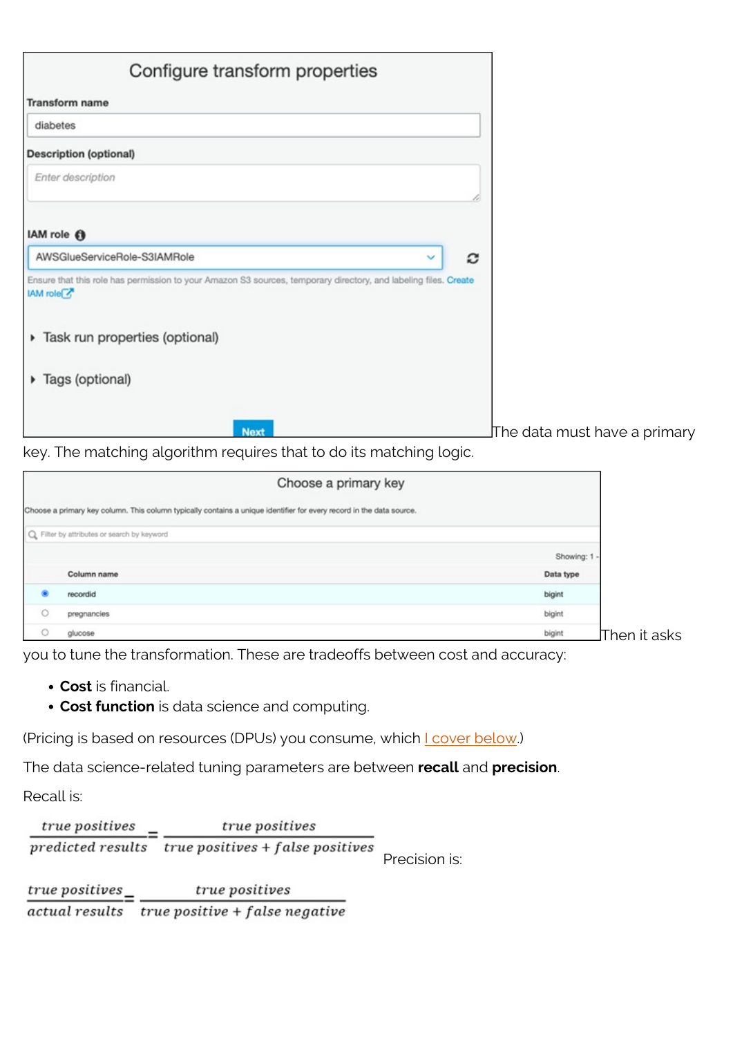The data must have a primary key. The matching algorithm requires that to do its matching logic.

Then it asks you to tune the transformation. These are tradeoffs between cost and accuracy:

- **Cost** is financial.
- **Cost function** is data science and computing.

(Pricing is based on resources (DPUs) you consume, which I cover below.)

The data science-related tuning parameters are between **recall** and **precision**.

Recall is:

$$\frac{true\ positives}{predicted\ results} = \frac{true\ positives}{true\ positives + false\ positives}$$

Precision is:

$$\frac{true\ positives}{actual\ results} = \frac{true\ positives}{true\ positive + false\ negative}$$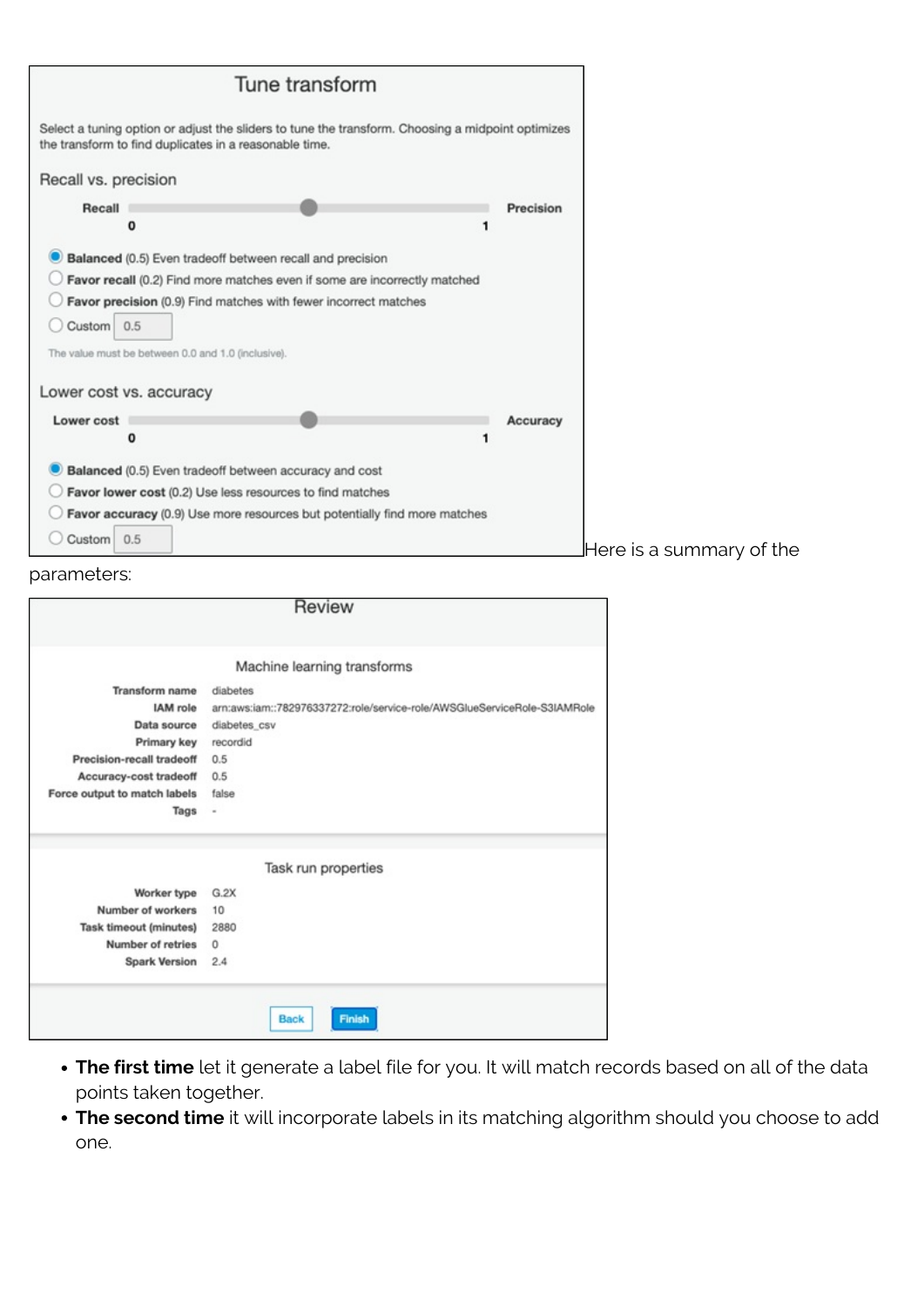## Tune transform

Select a tuning option or adjust the sliders to tune the transform. Choosing a midpoint optimizes the transform to find duplicates in a reasonable time.

### Recall vs. precision

Recall 0 — 1 Precision

- **Balanced** (0.5) Even tradeoff between recall and precision
- **Favor recall** (0.2) Find more matches even if some are incorrectly matched
- **Favor precision** (0.9) Find matches with fewer incorrect matches
- Custom 0.5

The value must be between 0.0 and 1.0 (inclusive).

### Lower cost vs. accuracy

Lower cost 0 — 1 Accuracy

- **Balanced** (0.5) Even tradeoff between accuracy and cost
- **Favor lower cost** (0.2) Use less resources to find matches
- **Favor accuracy** (0.9) Use more resources but potentially find more matches
- Custom 0.5

Here is a summary of the parameters:

## Review

### Machine learning transforms

| | |
|---|---|
| Transform name | diabetes |
| IAM role | arn:aws:iam::782976337272:role/service-role/AWSGlueServiceRole-S3IAMRole |
| Data source | diabetes_csv |
| Primary key | recordid |
| Precision-recall tradeoff | 0.5 |
| Accuracy-cost tradeoff | 0.5 |
| Force output to match labels | false |
| Tags | - |

### Task run properties

| | |
|---|---|
| Worker type | G.2X |
| Number of workers | 10 |
| Task timeout (minutes) | 2880 |
| Number of retries | 0 |
| Spark Version | 2.4 |

Back Finish

- **The first time** let it generate a label file for you. It will match records based on all of the data points taken together.
- **The second time** it will incorporate labels in its matching algorithm should you choose to add one.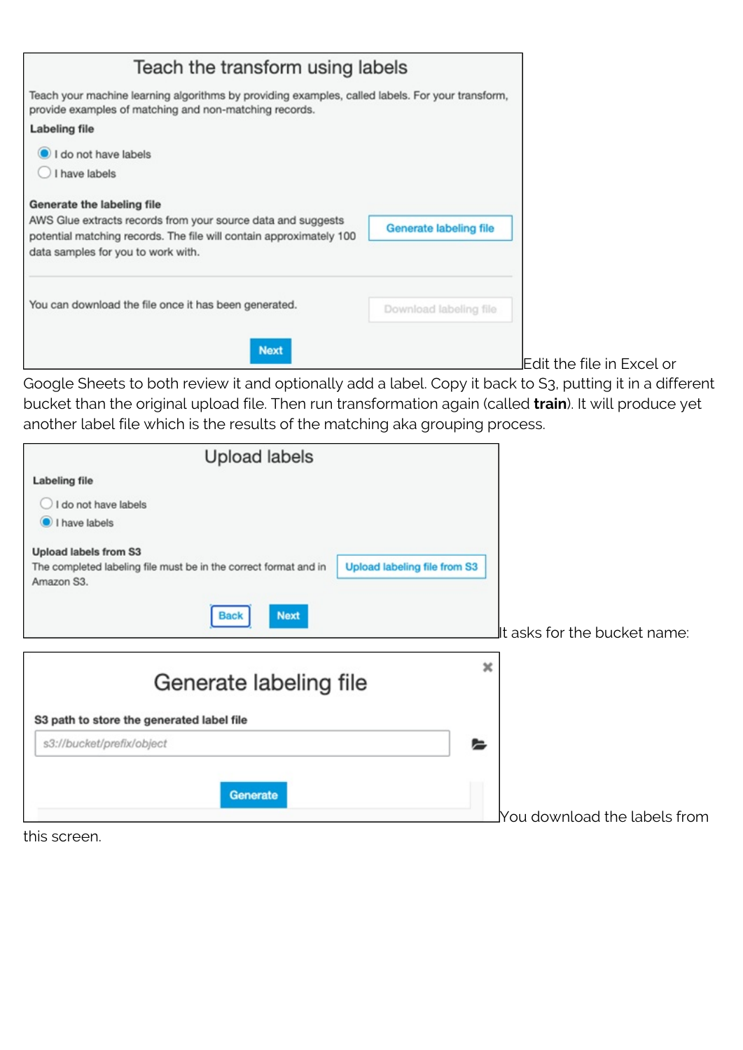**Teach the transform using labels**

Teach your machine learning algorithms by providing examples, called labels. For your transform, provide examples of matching and non-matching records.

**Labeling file**

- I do not have labels
- I have labels

**Generate the labeling file**

AWS Glue extracts records from your source data and suggests potential matching records. The file will contain approximately 100 data samples for you to work with.

Generate labeling file

You can download the file once it has been generated.

Download labeling file

Next

Edit the file in Excel or Google Sheets to both review it and optionally add a label. Copy it back to S3, putting it in a different bucket than the original upload file. Then run transformation again (called **train**). It will produce yet another label file which is the results of the matching aka grouping process.

**Upload labels**

**Labeling file**

- I do not have labels
- I have labels

**Upload labels from S3**

The completed labeling file must be in the correct format and in Amazon S3.

Upload labeling file from S3

Back Next

It asks for the bucket name:

**Generate labeling file**

**S3 path to store the generated label file**

s3://bucket/prefix/object

Generate

You download the labels from this screen.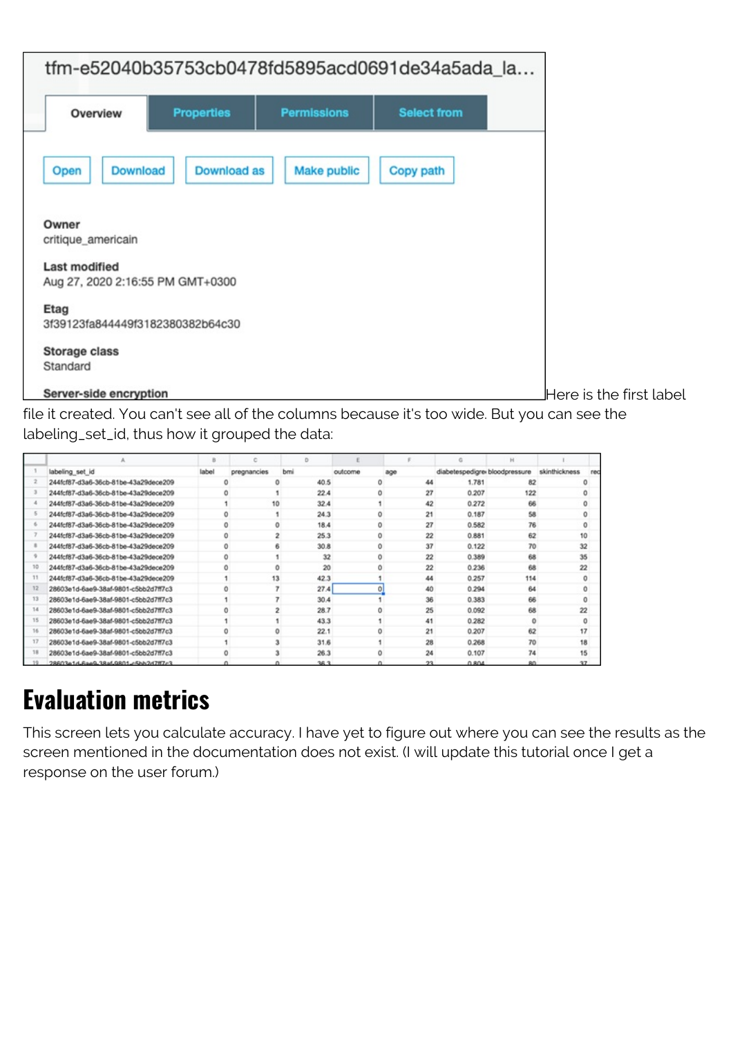tfm-e52040b35753cb0478fd5895acd0691de34a5ada_la...

Overview | Properties | Permissions | Select from

Open | Download | Download as | Make public | Copy path

**Owner**
critique_americain

**Last modified**
Aug 27, 2020 2:16:55 PM GMT+0300

**Etag**
3f39123fa844449f3182380382b64c30

**Storage class**
Standard

**Server-side encryption**

Here is the first label file it created. You can't see all of the columns because it's too wide. But you can see the labeling_set_id, thus how it grouped the data:

| | A | B | C | D | E | F | G | H | I |
|---|---|---|---|---|---|---|---|---|---|
| 1 | labeling_set_id | label | pregnancies | bmi | outcome | age | diabetespedigre | bloodpressure | skinthickness |
| 2 | 244fcf87-d3a6-36cb-81be-43a29dece209 | 0 | 0 | 40.5 | 0 | 44 | 1.781 | 82 | 0 |
| 3 | 244fcf87-d3a6-36cb-81be-43a29dece209 | 0 | 1 | 22.4 | 0 | 27 | 0.207 | 122 | 0 |
| 4 | 244fcf87-d3a6-36cb-81be-43a29dece209 | 1 | 10 | 32.4 | 1 | 42 | 0.272 | 66 | 0 |
| 5 | 244fcf87-d3a6-36cb-81be-43a29dece209 | 0 | 1 | 24.3 | 0 | 21 | 0.187 | 58 | 0 |
| 6 | 244fcf87-d3a6-36cb-81be-43a29dece209 | 0 | 0 | 18.4 | 0 | 27 | 0.582 | 76 | 0 |
| 7 | 244fcf87-d3a6-36cb-81be-43a29dece209 | 0 | 2 | 25.3 | 0 | 22 | 0.881 | 62 | 10 |
| 8 | 244fcf87-d3a6-36cb-81be-43a29dece209 | 0 | 6 | 30.8 | 0 | 37 | 0.122 | 70 | 32 |
| 9 | 244fcf87-d3a6-36cb-81be-43a29dece209 | 0 | 1 | 32 | 0 | 22 | 0.389 | 68 | 35 |
| 10 | 244fcf87-d3a6-36cb-81be-43a29dece209 | 0 | 0 | 20 | 0 | 22 | 0.236 | 68 | 22 |
| 11 | 244fcf87-d3a6-36cb-81be-43a29dece209 | 1 | 13 | 42.3 | 1 | 44 | 0.257 | 114 | 0 |
| 12 | 28603e1d-6ae9-38af-9801-c5bb2d7ff7c3 | 0 | 7 | 27.4 | 0 | 40 | 0.294 | 64 | 0 |
| 13 | 28603e1d-6ae9-38af-9801-c5bb2d7ff7c3 | 1 | 7 | 30.4 | 1 | 36 | 0.383 | 66 | 0 |
| 14 | 28603e1d-6ae9-38af-9801-c5bb2d7ff7c3 | 0 | 2 | 28.7 | 0 | 25 | 0.092 | 68 | 22 |
| 15 | 28603e1d-6ae9-38af-9801-c5bb2d7ff7c3 | 1 | 1 | 43.3 | 1 | 41 | 0.282 | 0 | 0 |
| 16 | 28603e1d-6ae9-38af-9801-c5bb2d7ff7c3 | 0 | 0 | 22.1 | 0 | 21 | 0.207 | 62 | 17 |
| 17 | 28603e1d-6ae9-38af-9801-c5bb2d7ff7c3 | 1 | 3 | 31.6 | 1 | 28 | 0.268 | 70 | 18 |
| 18 | 28603e1d-6ae9-38af-9801-c5bb2d7ff7c3 | 0 | 3 | 26.3 | 0 | 24 | 0.107 | 74 | 15 |
| 19 | 28603e1d-6ae9-38af-9801-c5bb2d7ff7c3 | 0 | 0 | 36.3 | 0 | 23 | 0.804 | 80 | 37 |

# Evaluation metrics

This screen lets you calculate accuracy. I have yet to figure out where you can see the results as the screen mentioned in the documentation does not exist. (I will update this tutorial once I get a response on the user forum.)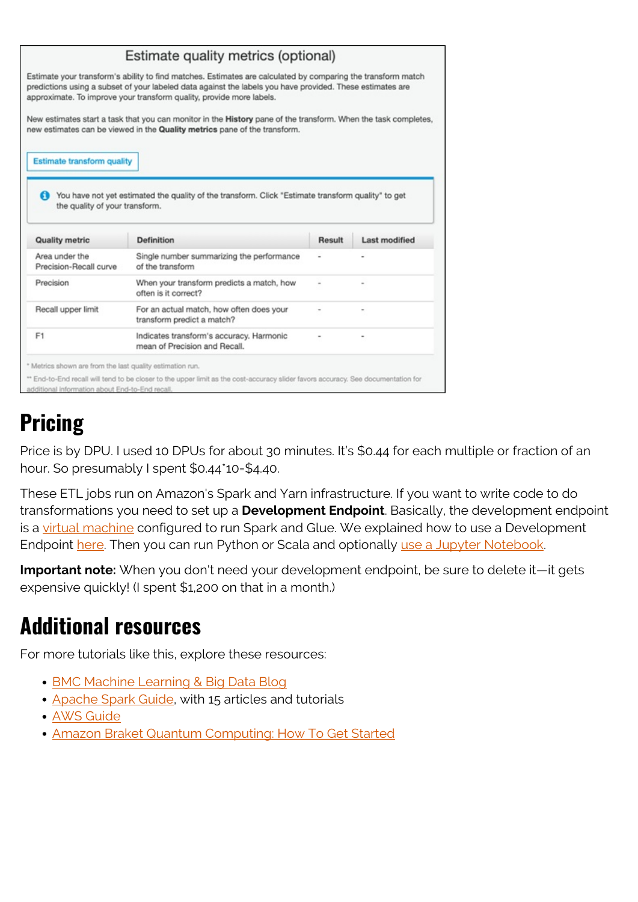## Estimate quality metrics (optional)

Estimate your transform's ability to find matches. Estimates are calculated by comparing the transform match predictions using a subset of your labeled data against the labels you have provided. These estimates are approximate. To improve your transform quality, provide more labels.

New estimates start a task that you can monitor in the **History** pane of the transform. When the task completes, new estimates can be viewed in the **Quality metrics** pane of the transform.

Estimate transform quality

You have not yet estimated the quality of the transform. Click "Estimate transform quality" to get the quality of your transform.

| Quality metric | Definition | Result | Last modified |
|---|---|---|---|
| Area under the Precision-Recall curve | Single number summarizing the performance of the transform | - | - |
| Precision | When your transform predicts a match, how often is it correct? | - | - |
| Recall upper limit | For an actual match, how often does your transform predict a match? | - | - |
| F1 | Indicates transform's accuracy. Harmonic mean of Precision and Recall. | - | - |

* Metrics shown are from the last quality estimation run.

** End-to-End recall will tend to be closer to the upper limit as the cost-accuracy slider favors accuracy. See documentation for additional information about End-to-End recall.

# Pricing

Price is by DPU. I used 10 DPUs for about 30 minutes. It's $0.44 for each multiple or fraction of an hour. So presumably I spent $0.44*10=$4.40.

These ETL jobs run on Amazon's Spark and Yarn infrastructure. If you want to write code to do transformations you need to set up a **Development Endpoint**. Basically, the development endpoint is a virtual machine configured to run Spark and Glue. We explained how to use a Development Endpoint here. Then you can run Python or Scala and optionally use a Jupyter Notebook.

**Important note:** When you don't need your development endpoint, be sure to delete it—it gets expensive quickly! (I spent $1,200 on that in a month.)

# Additional resources

For more tutorials like this, explore these resources:

- BMC Machine Learning & Big Data Blog
- Apache Spark Guide, with 15 articles and tutorials
- AWS Guide
- Amazon Braket Quantum Computing: How To Get Started